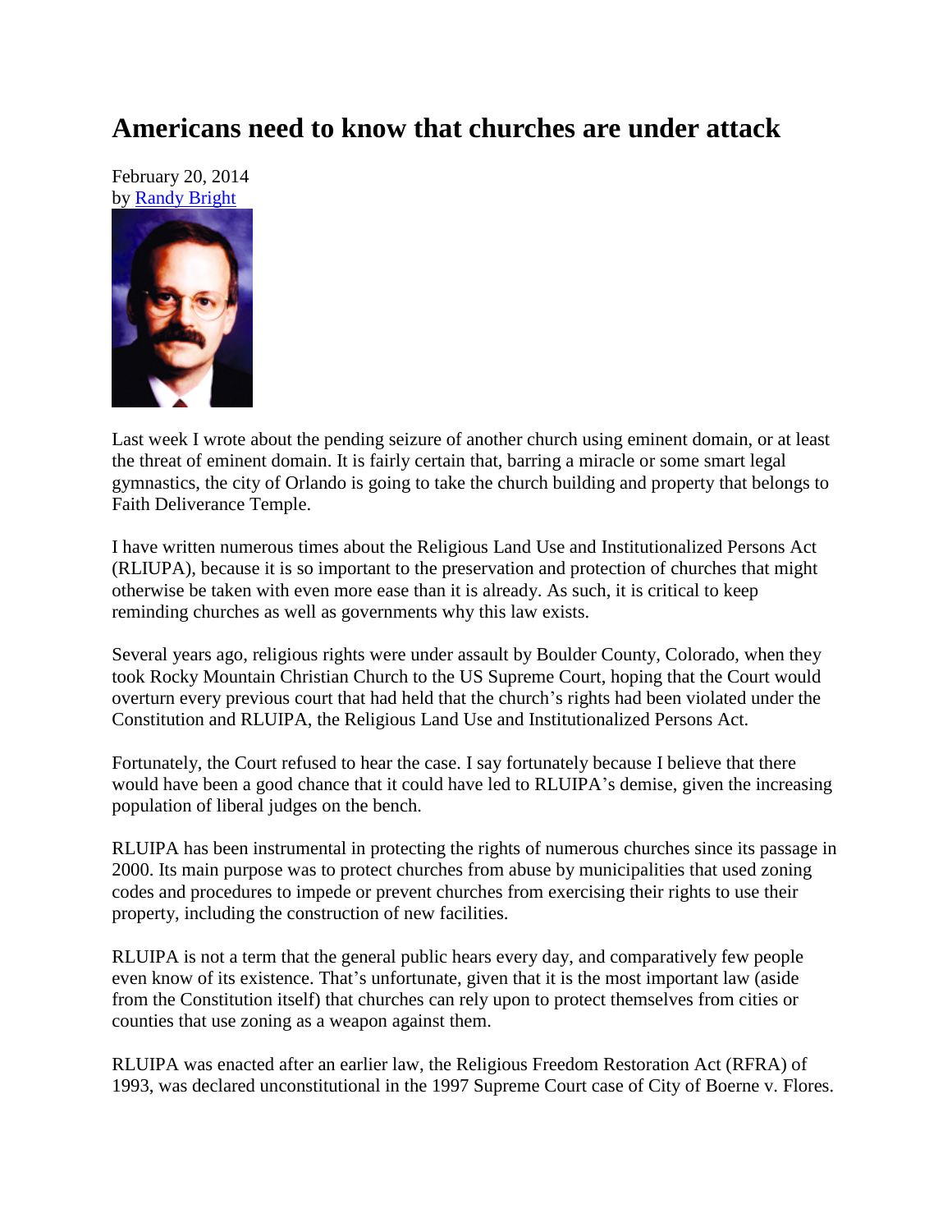# Americans need to know that churches are under attack

February 20, 2014
by Randy Bright

Last week I wrote about the pending seizure of another church using eminent domain, or at least the threat of eminent domain. It is fairly certain that, barring a miracle or some smart legal gymnastics, the city of Orlando is going to take the church building and property that belongs to Faith Deliverance Temple.

I have written numerous times about the Religious Land Use and Institutionalized Persons Act (RLUIPA), because it is so important to the preservation and protection of churches that might otherwise be taken with even more ease than it is already. As such, it is critical to keep reminding churches as well as governments why this law exists.

Several years ago, religious rights were under assault by Boulder County, Colorado, when they took Rocky Mountain Christian Church to the US Supreme Court, hoping that the Court would overturn every previous court that had held that the church's rights had been violated under the Constitution and RLUIPA, the Religious Land Use and Institutionalized Persons Act.

Fortunately, the Court refused to hear the case. I say fortunately because I believe that there would have been a good chance that it could have led to RLUIPA's demise, given the increasing population of liberal judges on the bench.

RLUIPA has been instrumental in protecting the rights of numerous churches since its passage in 2000. Its main purpose was to protect churches from abuse by municipalities that used zoning codes and procedures to impede or prevent churches from exercising their rights to use their property, including the construction of new facilities.

RLUIPA is not a term that the general public hears every day, and comparatively few people even know of its existence. That's unfortunate, given that it is the most important law (aside from the Constitution itself) that churches can rely upon to protect themselves from cities or counties that use zoning as a weapon against them.

RLUIPA was enacted after an earlier law, the Religious Freedom Restoration Act (RFRA) of 1993, was declared unconstitutional in the 1997 Supreme Court case of City of Boerne v. Flores.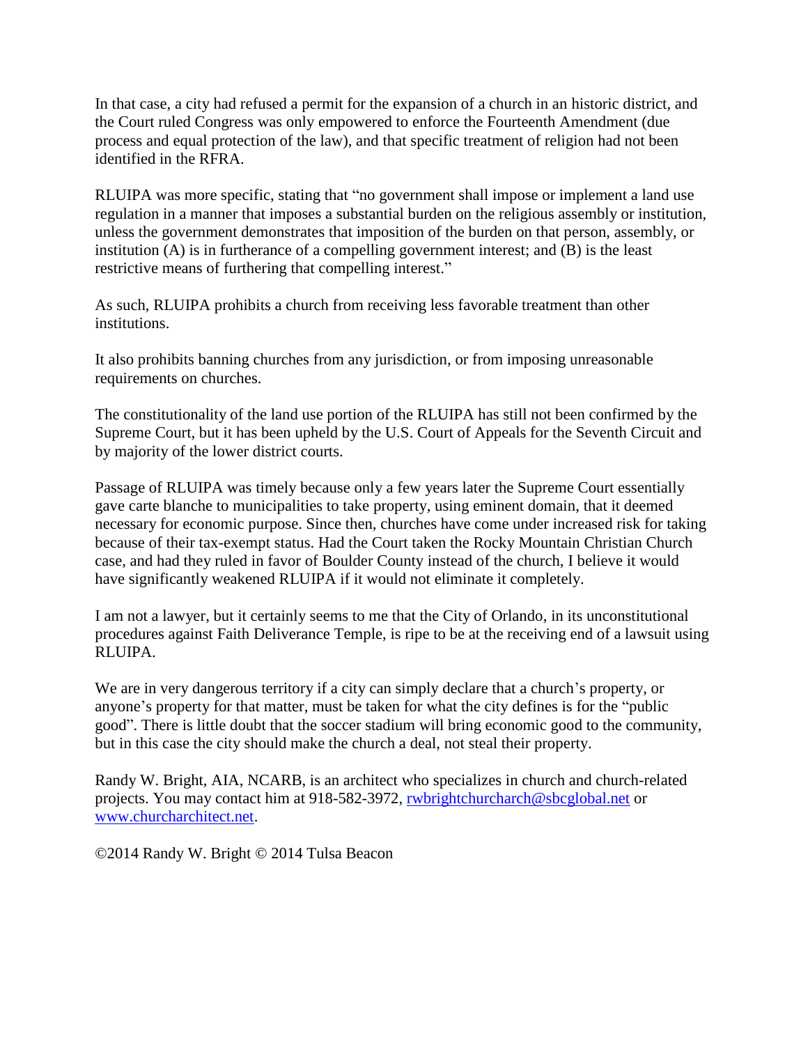In that case, a city had refused a permit for the expansion of a church in an historic district, and the Court ruled Congress was only empowered to enforce the Fourteenth Amendment (due process and equal protection of the law), and that specific treatment of religion had not been identified in the RFRA.

RLUIPA was more specific, stating that "no government shall impose or implement a land use regulation in a manner that imposes a substantial burden on the religious assembly or institution, unless the government demonstrates that imposition of the burden on that person, assembly, or institution (A) is in furtherance of a compelling government interest; and (B) is the least restrictive means of furthering that compelling interest."

As such, RLUIPA prohibits a church from receiving less favorable treatment than other institutions.

It also prohibits banning churches from any jurisdiction, or from imposing unreasonable requirements on churches.

The constitutionality of the land use portion of the RLUIPA has still not been confirmed by the Supreme Court, but it has been upheld by the U.S. Court of Appeals for the Seventh Circuit and by majority of the lower district courts.

Passage of RLUIPA was timely because only a few years later the Supreme Court essentially gave carte blanche to municipalities to take property, using eminent domain, that it deemed necessary for economic purpose. Since then, churches have come under increased risk for taking because of their tax-exempt status. Had the Court taken the Rocky Mountain Christian Church case, and had they ruled in favor of Boulder County instead of the church, I believe it would have significantly weakened RLUIPA if it would not eliminate it completely.

I am not a lawyer, but it certainly seems to me that the City of Orlando, in its unconstitutional procedures against Faith Deliverance Temple, is ripe to be at the receiving end of a lawsuit using RLUIPA.

We are in very dangerous territory if a city can simply declare that a church's property, or anyone's property for that matter, must be taken for what the city defines is for the "public good". There is little doubt that the soccer stadium will bring economic good to the community, but in this case the city should make the church a deal, not steal their property.

Randy W. Bright, AIA, NCARB, is an architect who specializes in church and church-related projects. You may contact him at 918-582-3972, [rwbrightchurcharch@sbcglobal.net](mailto:rwbrightchurcharch@sbcglobal.net) or [www.churcharchitect.net](http://www.churcharchitect.net).

©2014 Randy W. Bright © 2014 Tulsa Beacon